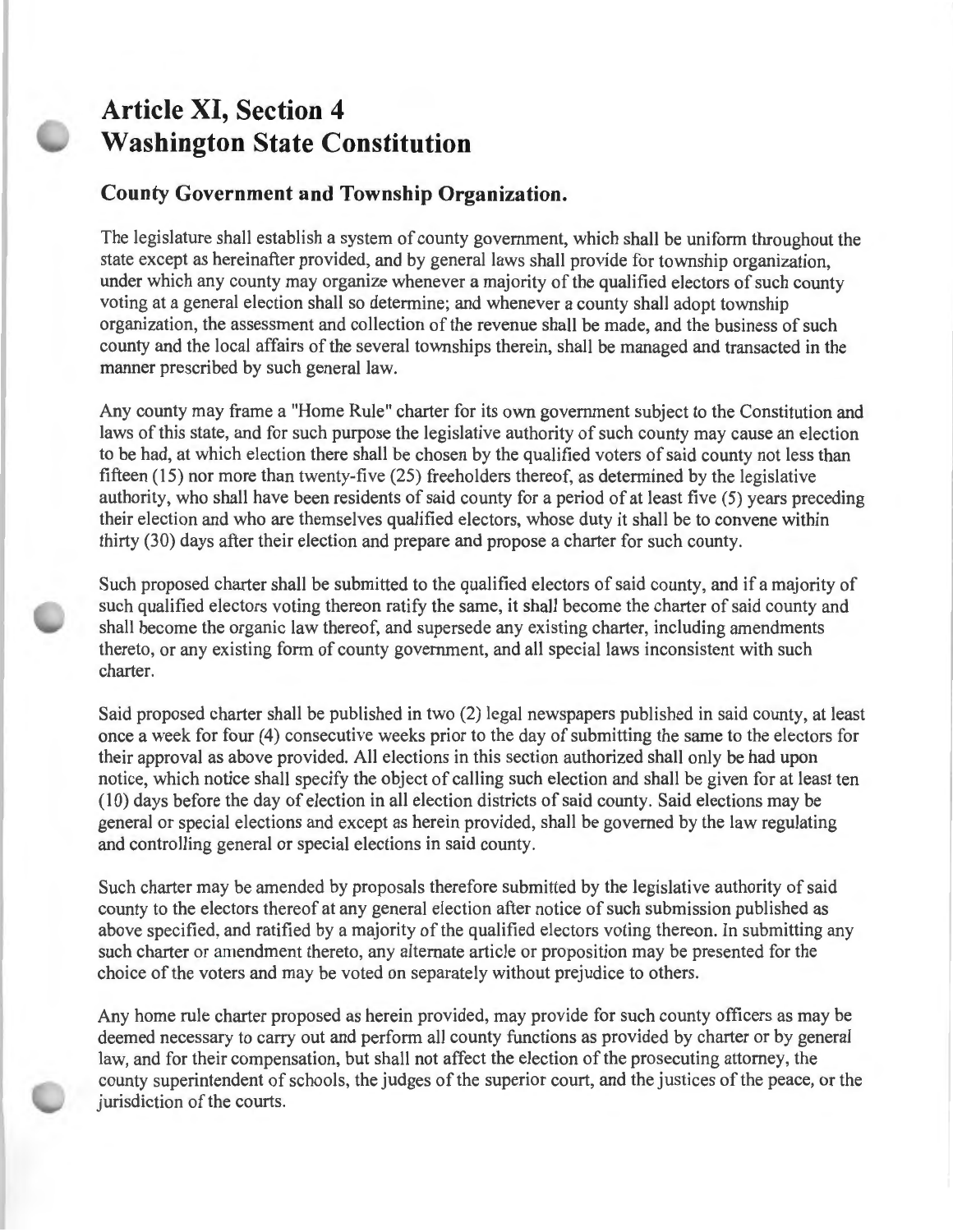# Article XI, Section 4
# Washington State Constitution

## County Government and Township Organization.

The legislature shall establish a system of county government, which shall be uniform throughout the state except as hereinafter provided, and by general laws shall provide for township organization, under which any county may organize whenever a majority of the qualified electors of such county voting at a general election shall so determine; and whenever a county shall adopt township organization, the assessment and collection of the revenue shall be made, and the business of such county and the local affairs of the several townships therein, shall be managed and transacted in the manner prescribed by such general law.

Any county may frame a "Home Rule" charter for its own government subject to the Constitution and laws of this state, and for such purpose the legislative authority of such county may cause an election to be had, at which election there shall be chosen by the qualified voters of said county not less than fifteen (15) nor more than twenty-five (25) freeholders thereof, as determined by the legislative authority, who shall have been residents of said county for a period of at least five (5) years preceding their election and who are themselves qualified electors, whose duty it shall be to convene within thirty (30) days after their election and prepare and propose a charter for such county.

Such proposed charter shall be submitted to the qualified electors of said county, and if a majority of such qualified electors voting thereon ratify the same, it shall become the charter of said county and shall become the organic law thereof, and supersede any existing charter, including amendments thereto, or any existing form of county government, and all special laws inconsistent with such charter.

Said proposed charter shall be published in two (2) legal newspapers published in said county, at least once a week for four (4) consecutive weeks prior to the day of submitting the same to the electors for their approval as above provided. All elections in this section authorized shall only be had upon notice, which notice shall specify the object of calling such election and shall be given for at least ten (10) days before the day of election in all election districts of said county. Said elections may be general or special elections and except as herein provided, shall be governed by the law regulating and controlling general or special elections in said county.

Such charter may be amended by proposals therefore submitted by the legislative authority of said county to the electors thereof at any general election after notice of such submission published as above specified, and ratified by a majority of the qualified electors voting thereon. In submitting any such charter or amendment thereto, any alternate article or proposition may be presented for the choice of the voters and may be voted on separately without prejudice to others.

Any home rule charter proposed as herein provided, may provide for such county officers as may be deemed necessary to carry out and perform all county functions as provided by charter or by general law, and for their compensation, but shall not affect the election of the prosecuting attorney, the county superintendent of schools, the judges of the superior court, and the justices of the peace, or the jurisdiction of the courts.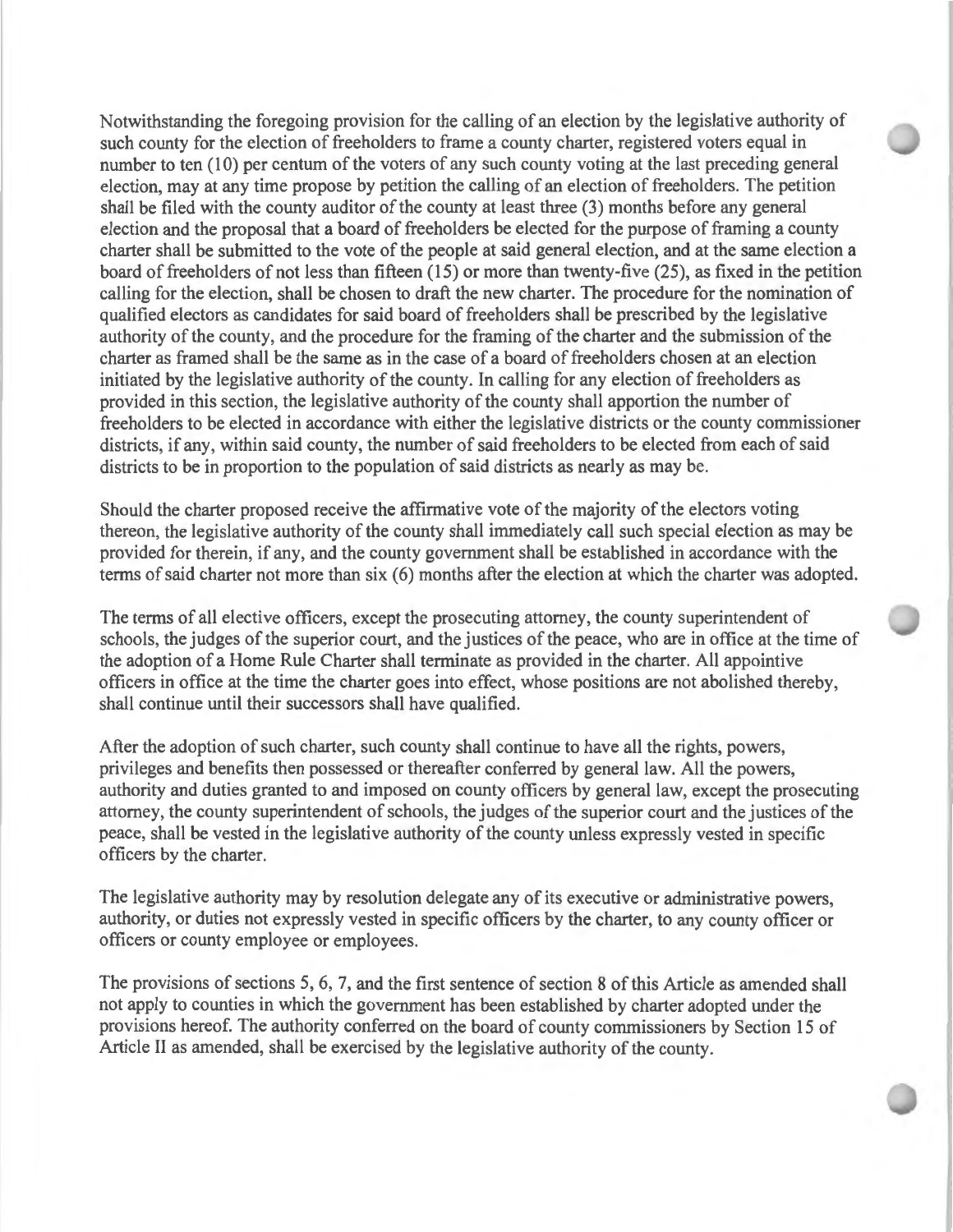Notwithstanding the foregoing provision for the calling of an election by the legislative authority of such county for the election of freeholders to frame a county charter, registered voters equal in number to ten (10) per centum of the voters of any such county voting at the last preceding general election, may at any time propose by petition the calling of an election of freeholders. The petition shall be filed with the county auditor of the county at least three (3) months before any general election and the proposal that a board of freeholders be elected for the purpose of framing a county charter shall be submitted to the vote of the people at said general election, and at the same election a board of freeholders of not less than fifteen (15) or more than twenty-five (25), as fixed in the petition calling for the election, shall be chosen to draft the new charter. The procedure for the nomination of qualified electors as candidates for said board of freeholders shall be prescribed by the legislative authority of the county, and the procedure for the framing of the charter and the submission of the charter as framed shall be the same as in the case of a board of freeholders chosen at an election initiated by the legislative authority of the county. In calling for any election of freeholders as provided in this section, the legislative authority of the county shall apportion the number of freeholders to be elected in accordance with either the legislative districts or the county commissioner districts, if any, within said county, the number of said freeholders to be elected from each of said districts to be in proportion to the population of said districts as nearly as may be.

Should the charter proposed receive the affirmative vote of the majority of the electors voting thereon, the legislative authority of the county shall immediately call such special election as may be provided for therein, if any, and the county government shall be established in accordance with the terms of said charter not more than six (6) months after the election at which the charter was adopted.

The terms of all elective officers, except the prosecuting attorney, the county superintendent of schools, the judges of the superior court, and the justices of the peace, who are in office at the time of the adoption of a Home Rule Charter shall terminate as provided in the charter. All appointive officers in office at the time the charter goes into effect, whose positions are not abolished thereby, shall continue until their successors shall have qualified.

After the adoption of such charter, such county shall continue to have all the rights, powers, privileges and benefits then possessed or thereafter conferred by general law. All the powers, authority and duties granted to and imposed on county officers by general law, except the prosecuting attorney, the county superintendent of schools, the judges of the superior court and the justices of the peace, shall be vested in the legislative authority of the county unless expressly vested in specific officers by the charter.

The legislative authority may by resolution delegate any of its executive or administrative powers, authority, or duties not expressly vested in specific officers by the charter, to any county officer or officers or county employee or employees.

The provisions of sections 5, 6, 7, and the first sentence of section 8 of this Article as amended shall not apply to counties in which the government has been established by charter adopted under the provisions hereof. The authority conferred on the board of county commissioners by Section 15 of Article II as amended, shall be exercised by the legislative authority of the county.